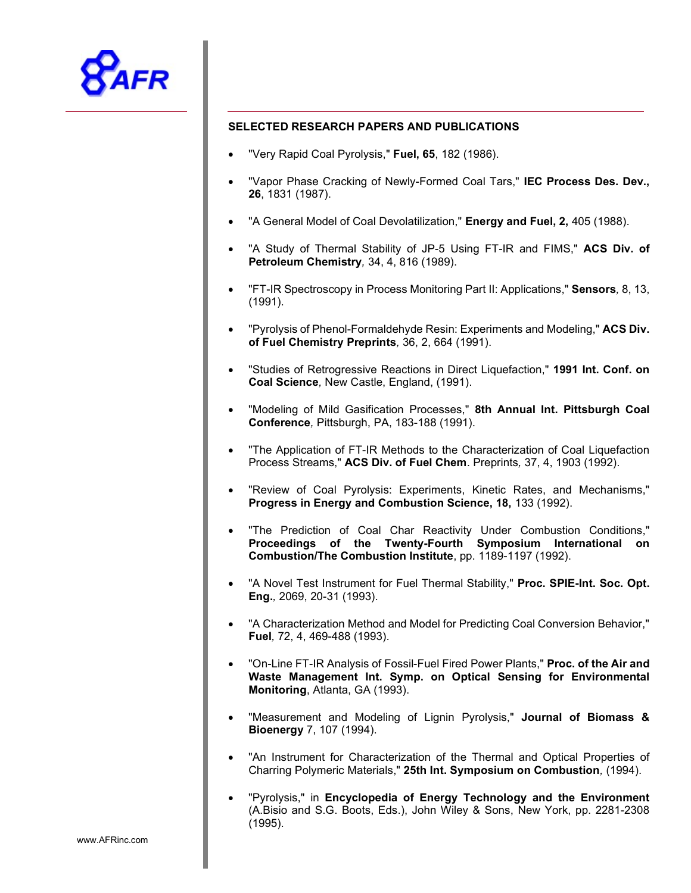AFR

## SELECTED RESEARCH PAPERS AND PUBLICATIONS

- "Very Rapid Coal Pyrolysis," **Fuel, 65**, 182 (1986).
- "Vapor Phase Cracking of Newly-Formed Coal Tars," **IEC Process Des. Dev., 26**, 1831 (1987).
- "A General Model of Coal Devolatilization," **Energy and Fuel, 2,** 405 (1988).
- "A Study of Thermal Stability of JP-5 Using FT-IR and FIMS," **ACS Div. of Petroleum Chemistry**, 34, 4, 816 (1989).
- "FT-IR Spectroscopy in Process Monitoring Part II: Applications," **Sensors**, 8, 13, (1991).
- "Pyrolysis of Phenol-Formaldehyde Resin: Experiments and Modeling," **ACS Div. of Fuel Chemistry Preprints**, 36, 2, 664 (1991).
- "Studies of Retrogressive Reactions in Direct Liquefaction," **1991 Int. Conf. on Coal Science**, New Castle, England, (1991).
- "Modeling of Mild Gasification Processes," **8th Annual Int. Pittsburgh Coal Conference**, Pittsburgh, PA, 183-188 (1991).
- "The Application of FT-IR Methods to the Characterization of Coal Liquefaction Process Streams," **ACS Div. of Fuel Chem**. Preprints, 37, 4, 1903 (1992).
- "Review of Coal Pyrolysis: Experiments, Kinetic Rates, and Mechanisms," **Progress in Energy and Combustion Science, 18,** 133 (1992).
- "The Prediction of Coal Char Reactivity Under Combustion Conditions," **Proceedings of the Twenty-Fourth Symposium International on Combustion/The Combustion Institute**, pp. 1189-1197 (1992).
- "A Novel Test Instrument for Fuel Thermal Stability," **Proc. SPIE-Int. Soc. Opt. Eng.**, 2069, 20-31 (1993).
- "A Characterization Method and Model for Predicting Coal Conversion Behavior," **Fuel**, 72, 4, 469-488 (1993).
- "On-Line FT-IR Analysis of Fossil-Fuel Fired Power Plants," **Proc. of the Air and Waste Management Int. Symp. on Optical Sensing for Environmental Monitoring**, Atlanta, GA (1993).
- "Measurement and Modeling of Lignin Pyrolysis," **Journal of Biomass & Bioenergy** 7, 107 (1994).
- "An Instrument for Characterization of the Thermal and Optical Properties of Charring Polymeric Materials," **25th Int. Symposium on Combustion**, (1994).
- "Pyrolysis," in **Encyclopedia of Energy Technology and the Environment** (A.Bisio and S.G. Boots, Eds.), John Wiley & Sons, New York, pp. 2281-2308 (1995).

www.AFRinc.com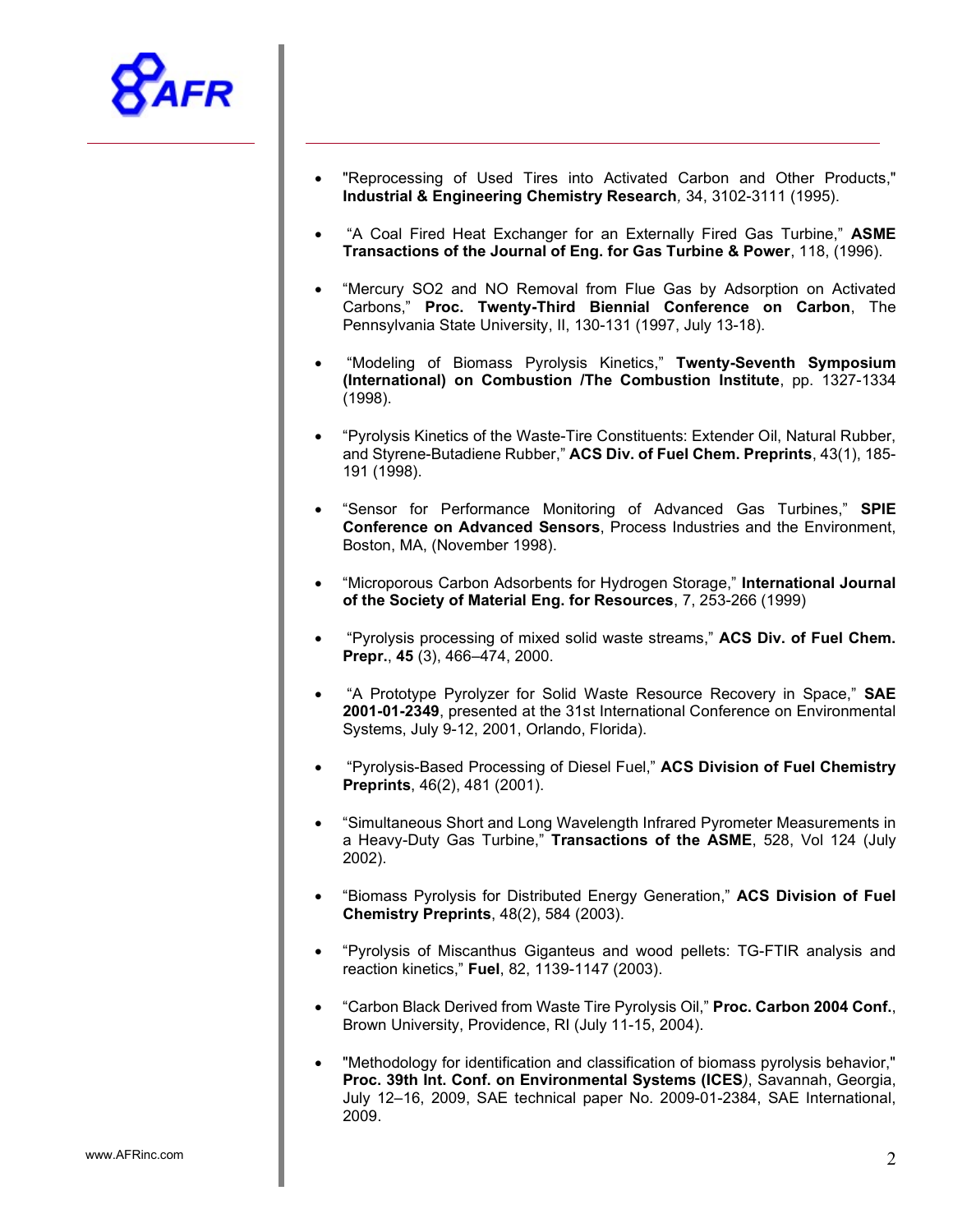- "Reprocessing of Used Tires into Activated Carbon and Other Products," **Industrial & Engineering Chemistry Research***,* 34, 3102-3111 (1995).

- "A Coal Fired Heat Exchanger for an Externally Fired Gas Turbine," **ASME Transactions of the Journal of Eng. for Gas Turbine & Power**, 118, (1996).

- "Mercury SO2 and NO Removal from Flue Gas by Adsorption on Activated Carbons," **Proc. Twenty-Third Biennial Conference on Carbon**, The Pennsylvania State University, II, 130-131 (1997, July 13-18).

- "Modeling of Biomass Pyrolysis Kinetics," **Twenty-Seventh Symposium (International) on Combustion /The Combustion Institute**, pp. 1327-1334 (1998).

- "Pyrolysis Kinetics of the Waste-Tire Constituents: Extender Oil, Natural Rubber, and Styrene-Butadiene Rubber," **ACS Div. of Fuel Chem. Preprints**, 43(1), 185-191 (1998).

- "Sensor for Performance Monitoring of Advanced Gas Turbines," **SPIE Conference on Advanced Sensors**, Process Industries and the Environment, Boston, MA, (November 1998).

- "Microporous Carbon Adsorbents for Hydrogen Storage," **International Journal of the Society of Material Eng. for Resources**, 7, 253-266 (1999)

- "Pyrolysis processing of mixed solid waste streams," **ACS Div. of Fuel Chem. Prepr.**, **45** (3), 466–474, 2000.

- "A Prototype Pyrolyzer for Solid Waste Resource Recovery in Space," **SAE 2001-01-2349**, presented at the 31st International Conference on Environmental Systems, July 9-12, 2001, Orlando, Florida).

- "Pyrolysis-Based Processing of Diesel Fuel," **ACS Division of Fuel Chemistry Preprints**, 46(2), 481 (2001).

- "Simultaneous Short and Long Wavelength Infrared Pyrometer Measurements in a Heavy-Duty Gas Turbine," **Transactions of the ASME**, 528, Vol 124 (July 2002).

- "Biomass Pyrolysis for Distributed Energy Generation," **ACS Division of Fuel Chemistry Preprints**, 48(2), 584 (2003).

- "Pyrolysis of Miscanthus Giganteus and wood pellets: TG-FTIR analysis and reaction kinetics," **Fuel**, 82, 1139-1147 (2003).

- "Carbon Black Derived from Waste Tire Pyrolysis Oil," **Proc. Carbon 2004 Conf.**, Brown University, Providence, RI (July 11-15, 2004).

- "Methodology for identification and classification of biomass pyrolysis behavior," **Proc. 39th Int. Conf. on Environmental Systems (ICES***)*, Savannah, Georgia, July 12–16, 2009, SAE technical paper No. 2009-01-2384, SAE International, 2009.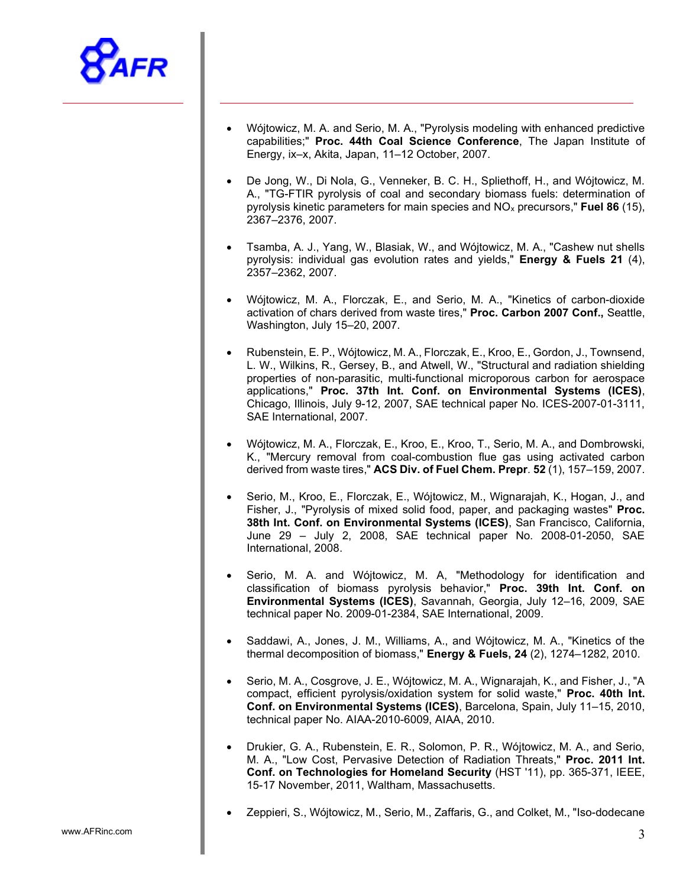- Wójtowicz, M. A. and Serio, M. A., "Pyrolysis modeling with enhanced predictive capabilities;" **Proc. 44th Coal Science Conference**, The Japan Institute of Energy, ix–x, Akita, Japan, 11–12 October, 2007.

- De Jong, W., Di Nola, G., Venneker, B. C. H., Spliethoff, H., and Wójtowicz, M. A., "TG-FTIR pyrolysis of coal and secondary biomass fuels: determination of pyrolysis kinetic parameters for main species and $NO_x$ precursors," **Fuel 86** (15), 2367–2376, 2007.

- Tsamba, A. J., Yang, W., Blasiak, W., and Wójtowicz, M. A., "Cashew nut shells pyrolysis: individual gas evolution rates and yields," **Energy & Fuels 21** (4), 2357–2362, 2007.

- Wójtowicz, M. A., Florczak, E., and Serio, M. A., "Kinetics of carbon-dioxide activation of chars derived from waste tires," **Proc. Carbon 2007 Conf.,** Seattle, Washington, July 15–20, 2007.

- Rubenstein, E. P., Wójtowicz, M. A., Florczak, E., Kroo, E., Gordon, J., Townsend, L. W., Wilkins, R., Gersey, B., and Atwell, W., "Structural and radiation shielding properties of non-parasitic, multi-functional microporous carbon for aerospace applications," **Proc. 37th Int. Conf. on Environmental Systems (ICES)**, Chicago, Illinois, July 9-12, 2007, SAE technical paper No. ICES-2007-01-3111, SAE International, 2007.

- Wójtowicz, M. A., Florczak, E., Kroo, E., Kroo, T., Serio, M. A., and Dombrowski, K., "Mercury removal from coal-combustion flue gas using activated carbon derived from waste tires," **ACS Div. of Fuel Chem. Prepr***.* **52** (1), 157–159, 2007.

- Serio, M., Kroo, E., Florczak, E., Wójtowicz, M., Wignarajah, K., Hogan, J., and Fisher, J., "Pyrolysis of mixed solid food, paper, and packaging wastes" **Proc. 38th Int. Conf. on Environmental Systems (ICES)**, San Francisco, California, June 29 – July 2, 2008, SAE technical paper No. 2008-01-2050, SAE International, 2008.

- Serio, M. A. and Wójtowicz, M. A, "Methodology for identification and classification of biomass pyrolysis behavior," **Proc. 39th Int. Conf. on Environmental Systems (ICES)**, Savannah, Georgia, July 12–16, 2009, SAE technical paper No. 2009-01-2384, SAE International, 2009.

- Saddawi, A., Jones, J. M., Williams, A., and Wójtowicz, M. A., "Kinetics of the thermal decomposition of biomass," **Energy & Fuels, 24** (2), 1274–1282, 2010.

- Serio, M. A., Cosgrove, J. E., Wójtowicz, M. A., Wignarajah, K., and Fisher, J., "A compact, efficient pyrolysis/oxidation system for solid waste," **Proc. 40th Int. Conf. on Environmental Systems (ICES)**, Barcelona, Spain, July 11–15, 2010, technical paper No. AIAA-2010-6009, AIAA, 2010.

- Drukier, G. A., Rubenstein, E. R., Solomon, P. R., Wójtowicz, M. A., and Serio, M. A., "Low Cost, Pervasive Detection of Radiation Threats," **Proc. 2011 Int. Conf. on Technologies for Homeland Security** (HST '11), pp. 365-371, IEEE, 15-17 November, 2011, Waltham, Massachusetts.

- Zeppieri, S., Wójtowicz, M., Serio, M., Zaffaris, G., and Colket, M., "Iso-dodecane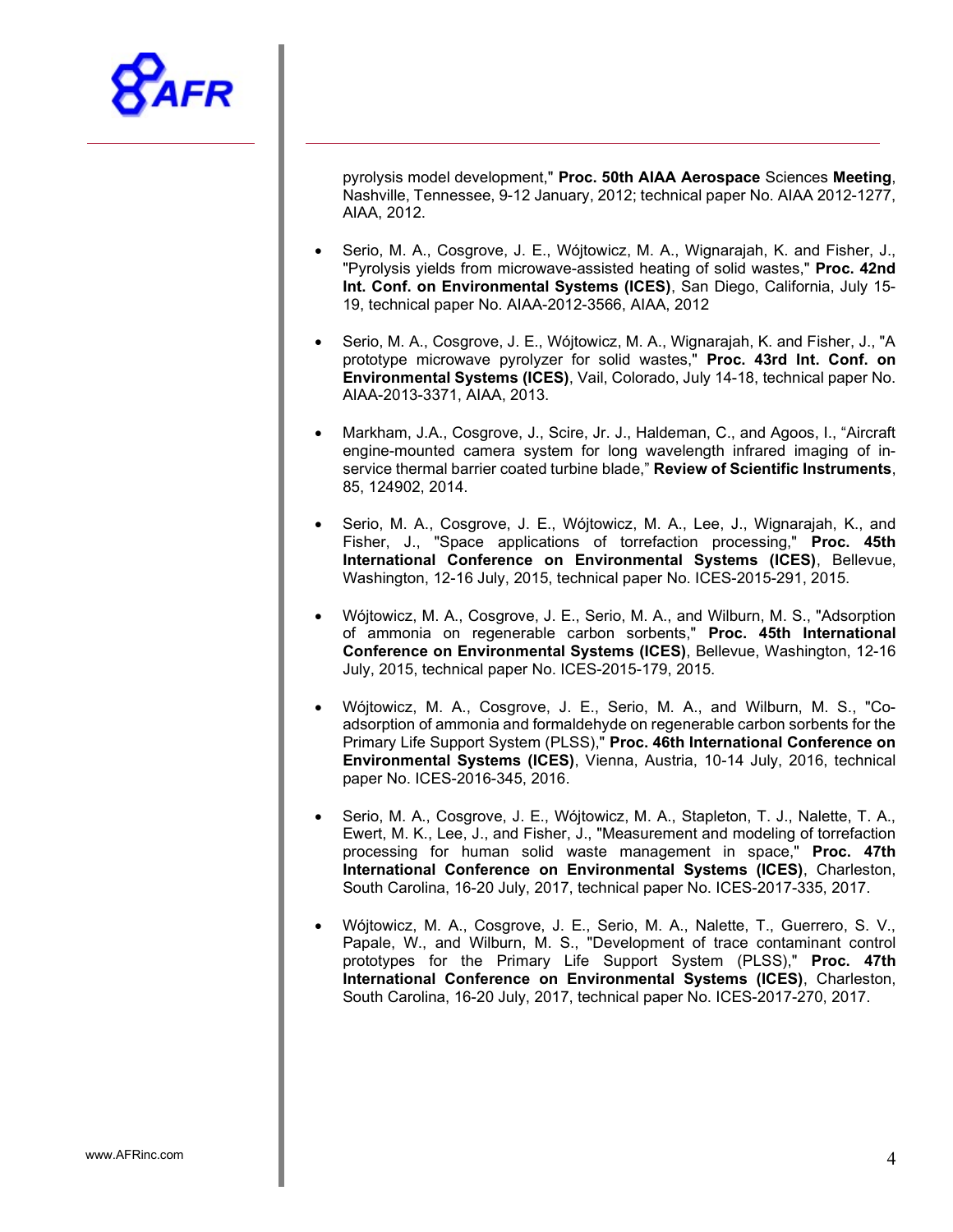pyrolysis model development," **Proc. 50th AIAA Aerospace** Sciences **Meeting**, Nashville, Tennessee, 9-12 January, 2012; technical paper No. AIAA 2012-1277, AIAA, 2012.

- Serio, M. A., Cosgrove, J. E., Wójtowicz, M. A., Wignarajah, K. and Fisher, J., "Pyrolysis yields from microwave-assisted heating of solid wastes," **Proc. 42nd Int. Conf. on Environmental Systems (ICES)**, San Diego, California, July 15-19, technical paper No. AIAA-2012-3566, AIAA, 2012

- Serio, M. A., Cosgrove, J. E., Wójtowicz, M. A., Wignarajah, K. and Fisher, J., "A prototype microwave pyrolyzer for solid wastes," **Proc. 43rd Int. Conf. on Environmental Systems (ICES)**, Vail, Colorado, July 14-18, technical paper No. AIAA-2013-3371, AIAA, 2013.

- Markham, J.A., Cosgrove, J., Scire, Jr. J., Haldeman, C., and Agoos, I., "Aircraft engine-mounted camera system for long wavelength infrared imaging of in-service thermal barrier coated turbine blade," **Review of Scientific Instruments**, 85, 124902, 2014.

- Serio, M. A., Cosgrove, J. E., Wójtowicz, M. A., Lee, J., Wignarajah, K., and Fisher, J., "Space applications of torrefaction processing," **Proc. 45th International Conference on Environmental Systems (ICES)**, Bellevue, Washington, 12-16 July, 2015, technical paper No. ICES-2015-291, 2015.

- Wójtowicz, M. A., Cosgrove, J. E., Serio, M. A., and Wilburn, M. S., "Adsorption of ammonia on regenerable carbon sorbents," **Proc. 45th International Conference on Environmental Systems (ICES)**, Bellevue, Washington, 12-16 July, 2015, technical paper No. ICES-2015-179, 2015.

- Wójtowicz, M. A., Cosgrove, J. E., Serio, M. A., and Wilburn, M. S., "Co-adsorption of ammonia and formaldehyde on regenerable carbon sorbents for the Primary Life Support System (PLSS)," **Proc. 46th International Conference on Environmental Systems (ICES)**, Vienna, Austria, 10-14 July, 2016, technical paper No. ICES-2016-345, 2016.

- Serio, M. A., Cosgrove, J. E., Wójtowicz, M. A., Stapleton, T. J., Nalette, T. A., Ewert, M. K., Lee, J., and Fisher, J., "Measurement and modeling of torrefaction processing for human solid waste management in space," **Proc. 47th International Conference on Environmental Systems (ICES)**, Charleston, South Carolina, 16-20 July, 2017, technical paper No. ICES-2017-335, 2017.

- Wójtowicz, M. A., Cosgrove, J. E., Serio, M. A., Nalette, T., Guerrero, S. V., Papale, W., and Wilburn, M. S., "Development of trace contaminant control prototypes for the Primary Life Support System (PLSS)," **Proc. 47th International Conference on Environmental Systems (ICES)**, Charleston, South Carolina, 16-20 July, 2017, technical paper No. ICES-2017-270, 2017.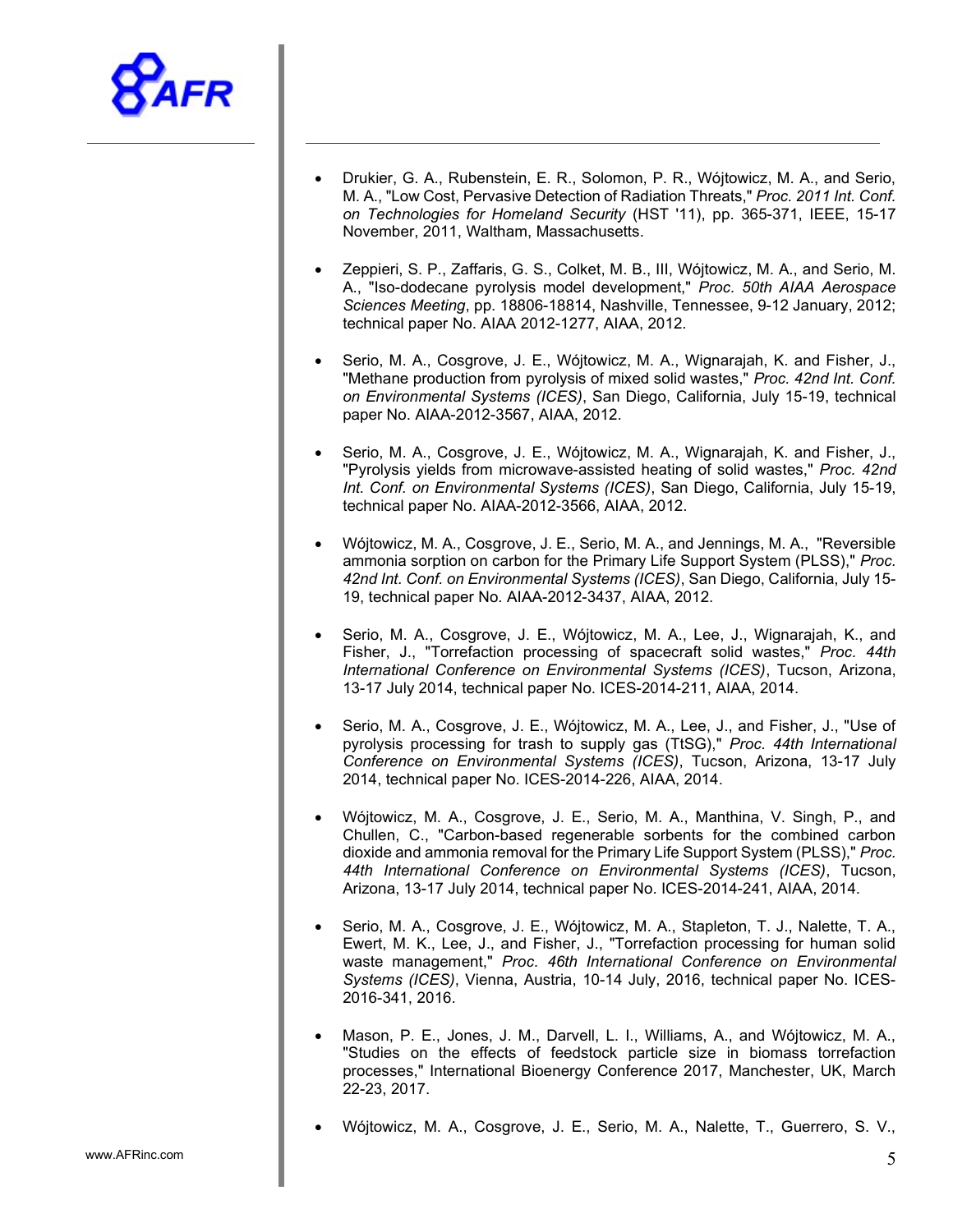- Drukier, G. A., Rubenstein, E. R., Solomon, P. R., Wójtowicz, M. A., and Serio, M. A., "Low Cost, Pervasive Detection of Radiation Threats," *Proc. 2011 Int. Conf. on Technologies for Homeland Security* (HST '11), pp. 365-371, IEEE, 15-17 November, 2011, Waltham, Massachusetts.

- Zeppieri, S. P., Zaffaris, G. S., Colket, M. B., III, Wójtowicz, M. A., and Serio, M. A., "Iso-dodecane pyrolysis model development," *Proc. 50th AIAA Aerospace Sciences Meeting*, pp. 18806-18814, Nashville, Tennessee, 9-12 January, 2012; technical paper No. AIAA 2012-1277, AIAA, 2012.

- Serio, M. A., Cosgrove, J. E., Wójtowicz, M. A., Wignarajah, K. and Fisher, J., "Methane production from pyrolysis of mixed solid wastes," *Proc. 42nd Int. Conf. on Environmental Systems (ICES)*, San Diego, California, July 15-19, technical paper No. AIAA-2012-3567, AIAA, 2012.

- Serio, M. A., Cosgrove, J. E., Wójtowicz, M. A., Wignarajah, K. and Fisher, J., "Pyrolysis yields from microwave-assisted heating of solid wastes," *Proc. 42nd Int. Conf. on Environmental Systems (ICES)*, San Diego, California, July 15-19, technical paper No. AIAA-2012-3566, AIAA, 2012.

- Wójtowicz, M. A., Cosgrove, J. E., Serio, M. A., and Jennings, M. A., "Reversible ammonia sorption on carbon for the Primary Life Support System (PLSS)," *Proc. 42nd Int. Conf. on Environmental Systems (ICES)*, San Diego, California, July 15-19, technical paper No. AIAA-2012-3437, AIAA, 2012.

- Serio, M. A., Cosgrove, J. E., Wójtowicz, M. A., Lee, J., Wignarajah, K., and Fisher, J., "Torrefaction processing of spacecraft solid wastes," *Proc. 44th International Conference on Environmental Systems (ICES)*, Tucson, Arizona, 13-17 July 2014, technical paper No. ICES-2014-211, AIAA, 2014.

- Serio, M. A., Cosgrove, J. E., Wójtowicz, M. A., Lee, J., and Fisher, J., "Use of pyrolysis processing for trash to supply gas (TtSG)," *Proc. 44th International Conference on Environmental Systems (ICES)*, Tucson, Arizona, 13-17 July 2014, technical paper No. ICES-2014-226, AIAA, 2014.

- Wójtowicz, M. A., Cosgrove, J. E., Serio, M. A., Manthina, V. Singh, P., and Chullen, C., "Carbon-based regenerable sorbents for the combined carbon dioxide and ammonia removal for the Primary Life Support System (PLSS)," *Proc. 44th International Conference on Environmental Systems (ICES)*, Tucson, Arizona, 13-17 July 2014, technical paper No. ICES-2014-241, AIAA, 2014.

- Serio, M. A., Cosgrove, J. E., Wójtowicz, M. A., Stapleton, T. J., Nalette, T. A., Ewert, M. K., Lee, J., and Fisher, J., "Torrefaction processing for human solid waste management," *Proc. 46th International Conference on Environmental Systems (ICES)*, Vienna, Austria, 10-14 July, 2016, technical paper No. ICES-2016-341, 2016.

- Mason, P. E., Jones, J. M., Darvell, L. I., Williams, A., and Wójtowicz, M. A., "Studies on the effects of feedstock particle size in biomass torrefaction processes," International Bioenergy Conference 2017, Manchester, UK, March 22-23, 2017.

- Wójtowicz, M. A., Cosgrove, J. E., Serio, M. A., Nalette, T., Guerrero, S. V.,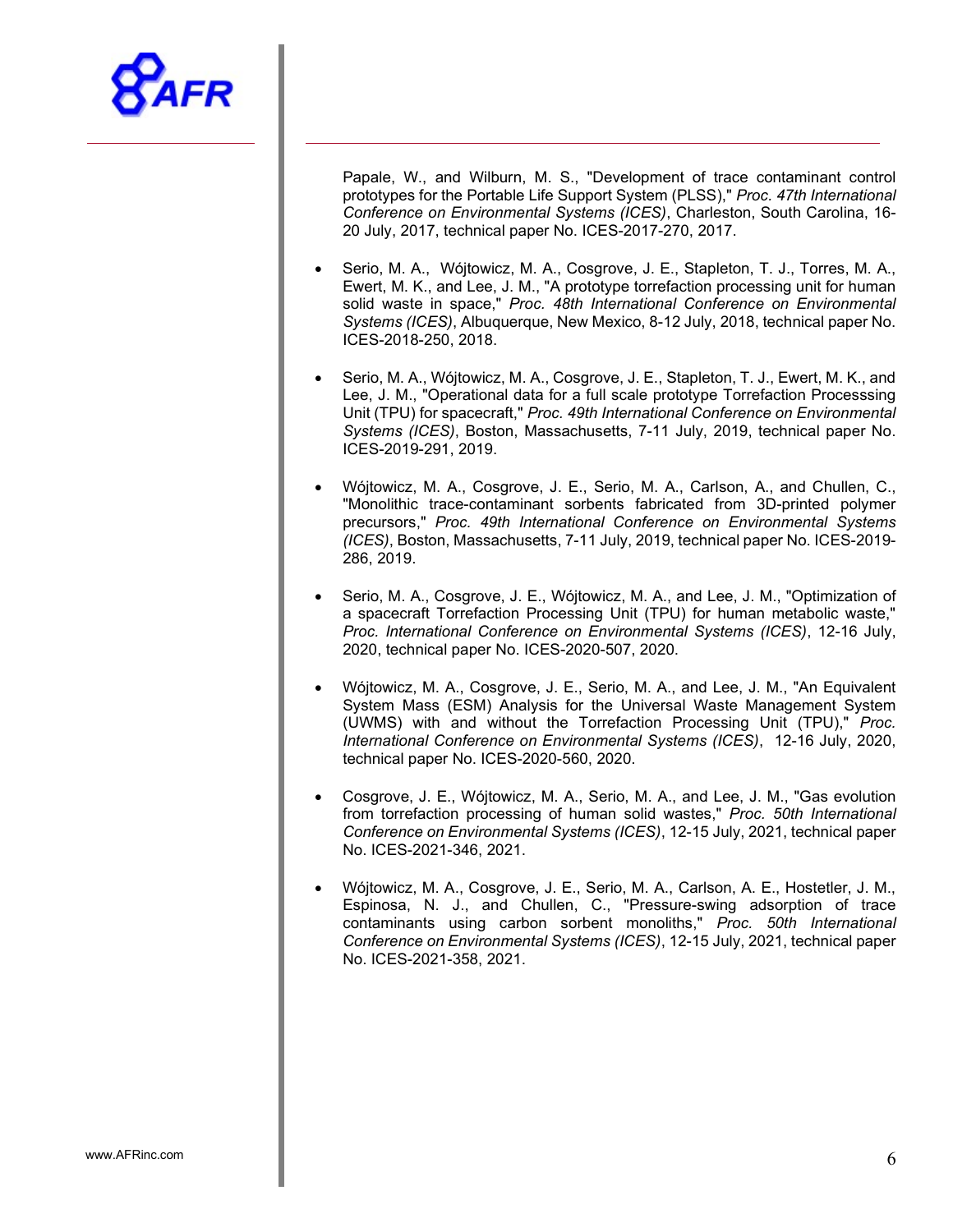Papale, W., and Wilburn, M. S., "Development of trace contaminant control prototypes for the Portable Life Support System (PLSS)," *Proc. 47th International Conference on Environmental Systems (ICES)*, Charleston, South Carolina, 16-20 July, 2017, technical paper No. ICES-2017-270, 2017.

- Serio, M. A., Wójtowicz, M. A., Cosgrove, J. E., Stapleton, T. J., Torres, M. A., Ewert, M. K., and Lee, J. M., "A prototype torrefaction processing unit for human solid waste in space," *Proc. 48th International Conference on Environmental Systems (ICES)*, Albuquerque, New Mexico, 8-12 July, 2018, technical paper No. ICES-2018-250, 2018.

- Serio, M. A., Wójtowicz, M. A., Cosgrove, J. E., Stapleton, T. J., Ewert, M. K., and Lee, J. M., "Operational data for a full scale prototype Torrefaction Processsing Unit (TPU) for spacecraft," *Proc. 49th International Conference on Environmental Systems (ICES)*, Boston, Massachusetts, 7-11 July, 2019, technical paper No. ICES-2019-291, 2019.

- Wójtowicz, M. A., Cosgrove, J. E., Serio, M. A., Carlson, A., and Chullen, C., "Monolithic trace-contaminant sorbents fabricated from 3D-printed polymer precursors," *Proc. 49th International Conference on Environmental Systems (ICES)*, Boston, Massachusetts, 7-11 July, 2019, technical paper No. ICES-2019-286, 2019.

- Serio, M. A., Cosgrove, J. E., Wójtowicz, M. A., and Lee, J. M., "Optimization of a spacecraft Torrefaction Processing Unit (TPU) for human metabolic waste," *Proc. International Conference on Environmental Systems (ICES)*, 12-16 July, 2020, technical paper No. ICES-2020-507, 2020.

- Wójtowicz, M. A., Cosgrove, J. E., Serio, M. A., and Lee, J. M., "An Equivalent System Mass (ESM) Analysis for the Universal Waste Management System (UWMS) with and without the Torrefaction Processing Unit (TPU)," *Proc. International Conference on Environmental Systems (ICES)*, 12-16 July, 2020, technical paper No. ICES-2020-560, 2020.

- Cosgrove, J. E., Wójtowicz, M. A., Serio, M. A., and Lee, J. M., "Gas evolution from torrefaction processing of human solid wastes," *Proc. 50th International Conference on Environmental Systems (ICES)*, 12-15 July, 2021, technical paper No. ICES-2021-346, 2021.

- Wójtowicz, M. A., Cosgrove, J. E., Serio, M. A., Carlson, A. E., Hostetler, J. M., Espinosa, N. J., and Chullen, C., "Pressure-swing adsorption of trace contaminants using carbon sorbent monoliths," *Proc. 50th International Conference on Environmental Systems (ICES)*, 12-15 July, 2021, technical paper No. ICES-2021-358, 2021.